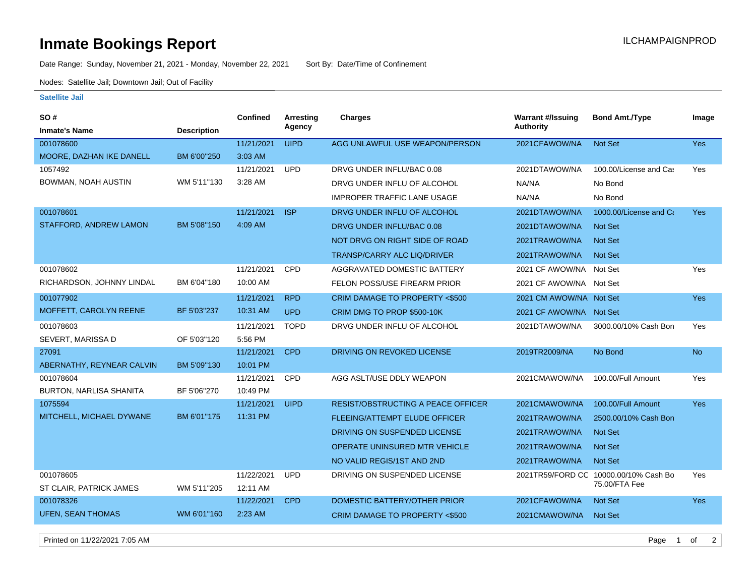# Inmate Bookings Report

ILCHAMPAIGNPROD

Date Range: Sunday, November 21, 2021 - Monday, November 22, 2021    Sort By: Date/Time of Confinement

Nodes: Satellite Jail; Downtown Jail; Out of Facility

### Satellite Jail

| SO # / Inmate's Name | Description | Confined | Arresting Agency | Charges | Warrant #/Issuing Authority | Bond Amt./Type | Image |
|---|---|---|---|---|---|---|---|
| 001078600 | | 11/21/2021 | UIPD | AGG UNLAWFUL USE WEAPON/PERSON | 2021CFAWOW/NA | Not Set | Yes |
| MOORE, DAZHAN IKE DANELL | BM 6'00''250 | 3:03 AM | | | | | |
| 1057492 | | 11/21/2021 | UPD | DRVG UNDER INFLU/BAC 0.08 | 2021DTAWOW/NA | 100.00/License and Cas | Yes |
| BOWMAN, NOAH AUSTIN | WM 5'11''130 | 3:28 AM | | DRVG UNDER INFLU OF ALCOHOL | NA/NA | No Bond | |
| | | | | IMPROPER TRAFFIC LANE USAGE | NA/NA | No Bond | |
| 001078601 | | 11/21/2021 | ISP | DRVG UNDER INFLU OF ALCOHOL | 2021DTAWOW/NA | 1000.00/License and Ca | Yes |
| STAFFORD, ANDREW LAMON | BM 5'08''150 | 4:09 AM | | DRVG UNDER INFLU/BAC 0.08 | 2021DTAWOW/NA | Not Set | |
| | | | | NOT DRVG ON RIGHT SIDE OF ROAD | 2021TRAWOW/NA | Not Set | |
| | | | | TRANSP/CARRY ALC LIQ/DRIVER | 2021TRAWOW/NA | Not Set | |
| 001078602 | | 11/21/2021 | CPD | AGGRAVATED DOMESTIC BATTERY | 2021 CF AWOW/NA | Not Set | Yes |
| RICHARDSON, JOHNNY LINDAL | BM 6'04''180 | 10:00 AM | | FELON POSS/USE FIREARM PRIOR | 2021 CF AWOW/NA | Not Set | |
| 001077902 | | 11/21/2021 | RPD | CRIM DAMAGE TO PROPERTY <$500 | 2021 CM AWOW/NA | Not Set | Yes |
| MOFFETT, CAROLYN REENE | BF 5'03''237 | 10:31 AM | UPD | CRIM DMG TO PROP $500-10K | 2021 CF AWOW/NA | Not Set | |
| 001078603 | | 11/21/2021 | TOPD | DRVG UNDER INFLU OF ALCOHOL | 2021DTAWOW/NA | 3000.00/10% Cash Bon | Yes |
| SEVERT, MARISSA D | OF 5'03''120 | 5:56 PM | | | | | |
| 27091 | | 11/21/2021 | CPD | DRIVING ON REVOKED LICENSE | 2019TR2009/NA | No Bond | No |
| ABERNATHY, REYNEAR CALVIN | BM 5'09''130 | 10:01 PM | | | | | |
| 001078604 | | 11/21/2021 | CPD | AGG ASLT/USE DDLY WEAPON | 2021CMAWOW/NA | 100.00/Full Amount | Yes |
| BURTON, NARLISA SHANITA | BF 5'06''270 | 10:49 PM | | | | | |
| 1075594 | | 11/21/2021 | UIPD | RESIST/OBSTRUCTING A PEACE OFFICER | 2021CMAWOW/NA | 100.00/Full Amount | Yes |
| MITCHELL, MICHAEL DYWANE | BM 6'01''175 | 11:31 PM | | FLEEING/ATTEMPT ELUDE OFFICER | 2021TRAWOW/NA | 2500.00/10% Cash Bon | |
| | | | | DRIVING ON SUSPENDED LICENSE | 2021TRAWOW/NA | Not Set | |
| | | | | OPERATE UNINSURED MTR VEHICLE | 2021TRAWOW/NA | Not Set | |
| | | | | NO VALID REGIS/1ST AND 2ND | 2021TRAWOW/NA | Not Set | |
| 001078605 | | 11/22/2021 | UPD | DRIVING ON SUSPENDED LICENSE | 2021TR59/FORD CC | 10000.00/10% Cash Bo 75.00/FTA Fee | Yes |
| ST CLAIR, PATRICK JAMES | WM 5'11''205 | 12:11 AM | | | | | |
| 001078326 | | 11/22/2021 | CPD | DOMESTIC BATTERY/OTHER PRIOR | 2021CFAWOW/NA | Not Set | Yes |
| UFEN, SEAN THOMAS | WM 6'01''160 | 2:23 AM | | CRIM DAMAGE TO PROPERTY <$500 | 2021CMAWOW/NA | Not Set | |

Printed on 11/22/2021 7:05 AM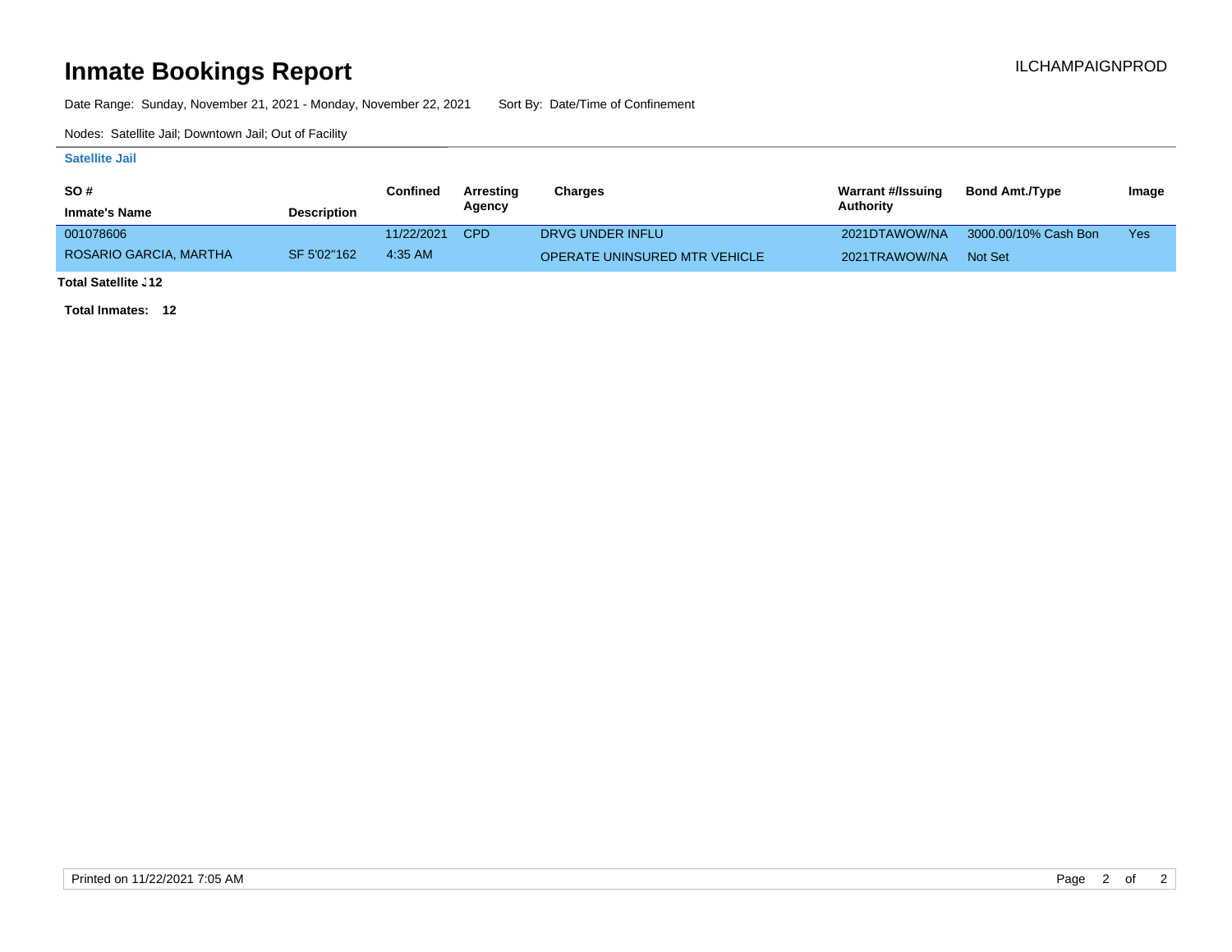# Inmate Bookings Report

ILCHAMPAIGNPROD

Date Range: Sunday, November 21, 2021 - Monday, November 22, 2021    Sort By: Date/Time of Confinement

Nodes: Satellite Jail; Downtown Jail; Out of Facility

**Satellite Jail**

| SO # / Inmate's Name | Description | Confined | Arresting Agency | Charges | Warrant #/Issuing Authority | Bond Amt./Type | Image |
|---|---|---|---|---|---|---|---|
| 001078606 | | 11/22/2021 | CPD | DRVG UNDER INFLU | 2021DTAWOW/NA | 3000.00/10% Cash Bon | Yes |
| ROSARIO GARCIA, MARTHA | SF 5'02"162 | 4:35 AM | | OPERATE UNINSURED MTR VEHICLE | 2021TRAWOW/NA | Not Set | |

**Total Satellite J12**

**Total Inmates: 12**

Printed on 11/22/2021 7:05 AM